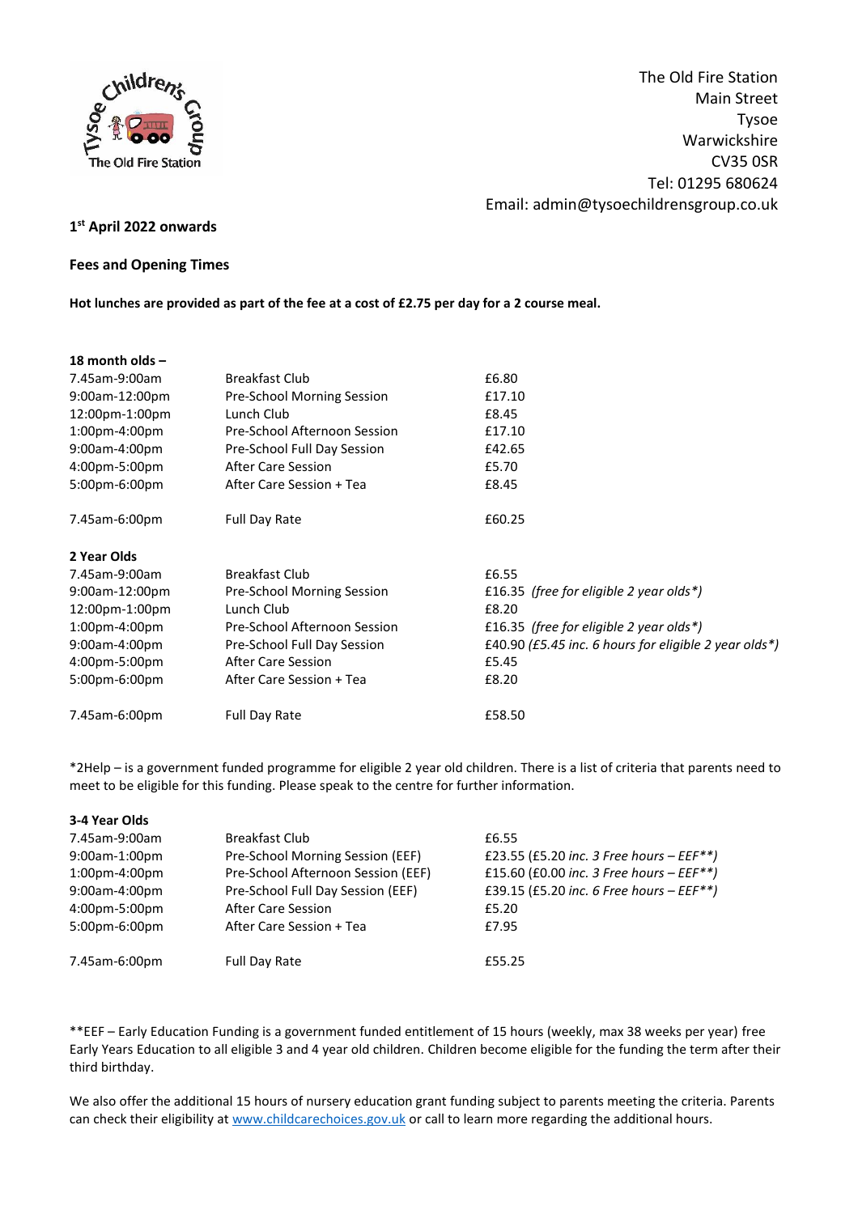The Old Fire Station
Main Street
Tysoe
Warwickshire
CV35 0SR
Tel: 01295 680624
Email: admin@tysoechildrensgroup.co.uk

**1st April 2022 onwards**

**Fees and Opening Times**

**Hot lunches are provided as part of the fee at a cost of £2.75 per day for a 2 course meal.**

**18 month olds –**

| | | |
|---|---|---|
| 7.45am-9:00am | Breakfast Club | £6.80 |
| 9:00am-12:00pm | Pre-School Morning Session | £17.10 |
| 12:00pm-1:00pm | Lunch Club | £8.45 |
| 1:00pm-4:00pm | Pre-School Afternoon Session | £17.10 |
| 9:00am-4:00pm | Pre-School Full Day Session | £42.65 |
| 4:00pm-5:00pm | After Care Session | £5.70 |
| 5:00pm-6:00pm | After Care Session + Tea | £8.45 |
| 7.45am-6:00pm | Full Day Rate | £60.25 |

**2 Year Olds**

| | | |
|---|---|---|
| 7.45am-9:00am | Breakfast Club | £6.55 |
| 9:00am-12:00pm | Pre-School Morning Session | £16.35 *(free for eligible 2 year olds*)* |
| 12:00pm-1:00pm | Lunch Club | £8.20 |
| 1:00pm-4:00pm | Pre-School Afternoon Session | £16.35 *(free for eligible 2 year olds*)* |
| 9:00am-4:00pm | Pre-School Full Day Session | £40.90 *(£5.45 inc. 6 hours for eligible 2 year olds*)* |
| 4:00pm-5:00pm | After Care Session | £5.45 |
| 5:00pm-6:00pm | After Care Session + Tea | £8.20 |
| 7.45am-6:00pm | Full Day Rate | £58.50 |

*2Help – is a government funded programme for eligible 2 year old children. There is a list of criteria that parents need to meet to be eligible for this funding. Please speak to the centre for further information.

**3-4 Year Olds**

| | | |
|---|---|---|
| 7.45am-9:00am | Breakfast Club | £6.55 |
| 9:00am-1:00pm | Pre-School Morning Session (EEF) | £23.55 (£5.20 *inc. 3 Free hours – EEF**)* |
| 1:00pm-4:00pm | Pre-School Afternoon Session (EEF) | £15.60 (£0.00 *inc. 3 Free hours – EEF**)* |
| 9:00am-4:00pm | Pre-School Full Day Session (EEF) | £39.15 (£5.20 *inc. 6 Free hours – EEF**)* |
| 4:00pm-5:00pm | After Care Session | £5.20 |
| 5:00pm-6:00pm | After Care Session + Tea | £7.95 |
| 7.45am-6:00pm | Full Day Rate | £55.25 |

**EEF – Early Education Funding is a government funded entitlement of 15 hours (weekly, max 38 weeks per year) free Early Years Education to all eligible 3 and 4 year old children. Children become eligible for the funding the term after their third birthday.

We also offer the additional 15 hours of nursery education grant funding subject to parents meeting the criteria. Parents can check their eligibility at [www.childcarechoices.gov.uk](www.childcarechoices.gov.uk) or call to learn more regarding the additional hours.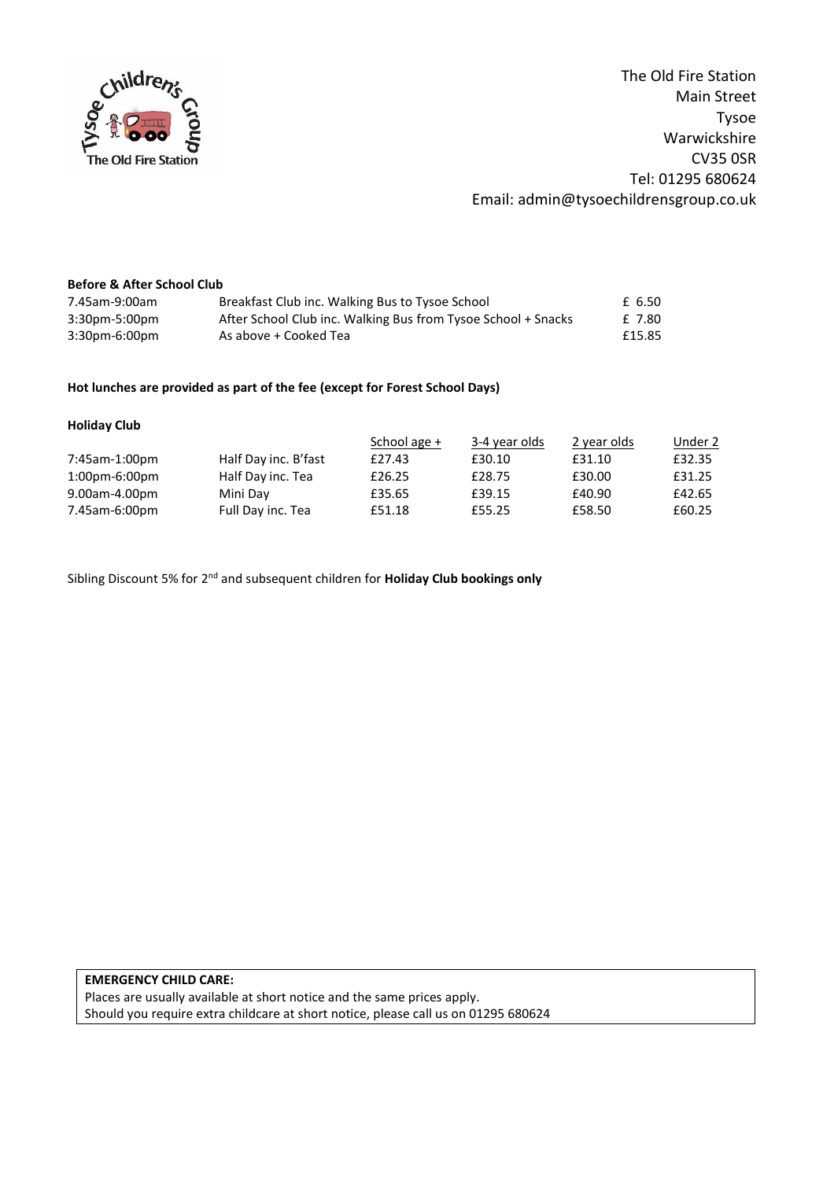The Old Fire Station
Main Street
Tysoe
Warwickshire
CV35 0SR
Tel: 01295 680624
Email: admin@tysoechildrensgroup.co.uk

**Before & After School Club**

| | | |
|---|---|---|
| 7.45am-9:00am | Breakfast Club inc. Walking Bus to Tysoe School | £ 6.50 |
| 3:30pm-5:00pm | After School Club inc. Walking Bus from Tysoe School + Snacks | £ 7.80 |
| 3:30pm-6:00pm | As above + Cooked Tea | £15.85 |

**Hot lunches are provided as part of the fee (except for Forest School Days)**

**Holiday Club**

| | | School age + | 3-4 year olds | 2 year olds | Under 2 |
|---|---|---|---|---|---|
| 7:45am-1:00pm | Half Day inc. B'fast | £27.43 | £30.10 | £31.10 | £32.35 |
| 1:00pm-6:00pm | Half Day inc. Tea | £26.25 | £28.75 | £30.00 | £31.25 |
| 9.00am-4.00pm | Mini Day | £35.65 | £39.15 | £40.90 | £42.65 |
| 7.45am-6:00pm | Full Day inc. Tea | £51.18 | £55.25 | £58.50 | £60.25 |

Sibling Discount 5% for 2nd and subsequent children for **Holiday Club bookings only**

**EMERGENCY CHILD CARE:**
Places are usually available at short notice and the same prices apply.
Should you require extra childcare at short notice, please call us on 01295 680624